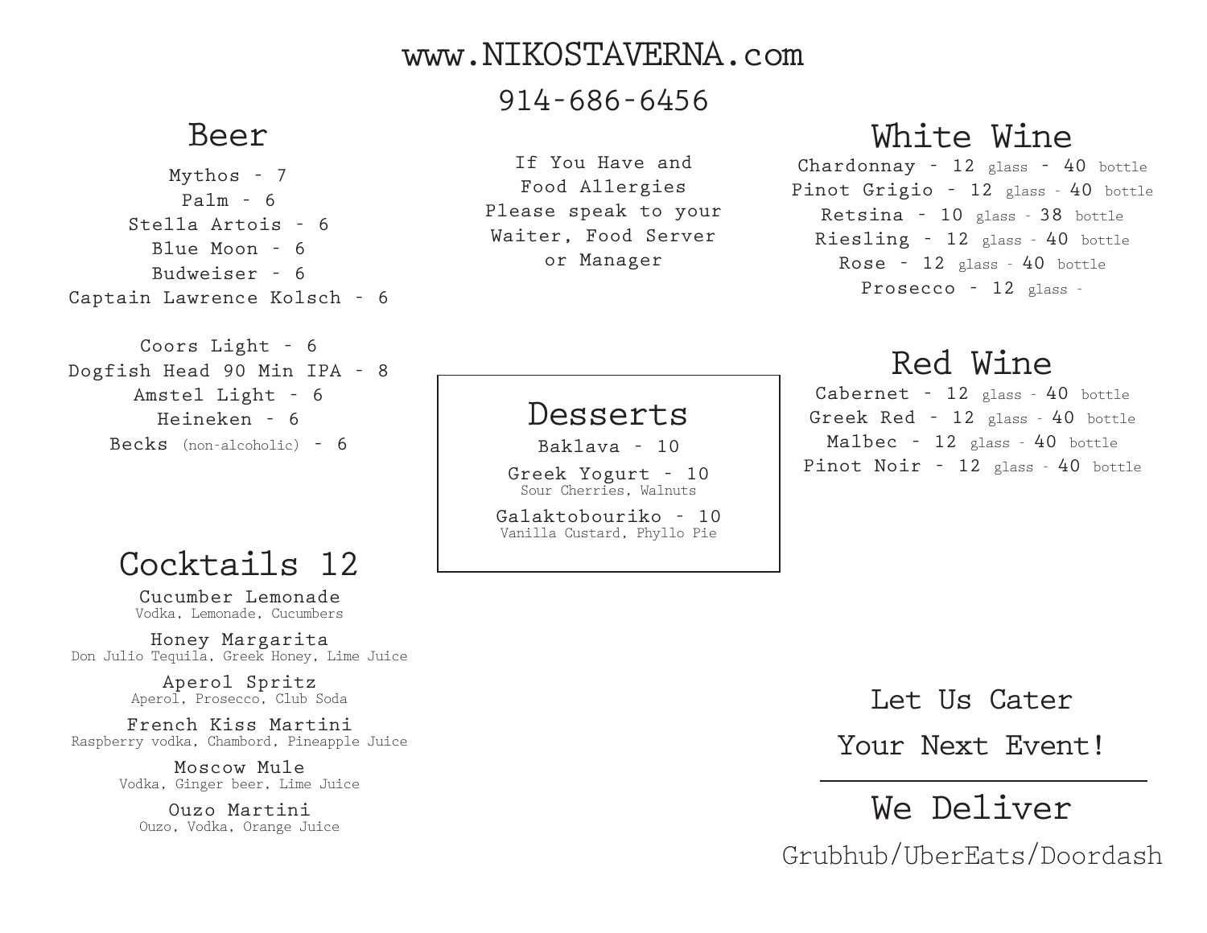www.NIKOSTAVERNA.com

914-686-6456

## Beer

Mythos - 7
Palm - 6
Stella Artois - 6
Blue Moon - 6
Budweiser - 6
Captain Lawrence Kolsch - 6

Coors Light - 6
Dogfish Head 90 Min IPA - 8
Amstel Light - 6
Heineken - 6
Becks (non-alcoholic) - 6

## Cocktails 12

Cucumber Lemonade
Vodka, Lemonade, Cucumbers

Honey Margarita
Don Julio Tequila, Greek Honey, Lime Juice

Aperol Spritz
Aperol, Prosecco, Club Soda

French Kiss Martini
Raspberry vodka, Chambord, Pineapple Juice

Moscow Mule
Vodka, Ginger beer, Lime Juice

Ouzo Martini
Ouzo, Vodka, Orange Juice

If You Have and Food Allergies Please speak to your Waiter, Food Server or Manager

## Desserts

Baklava - 10

Greek Yogurt - 10
Sour Cherries, Walnuts

Galaktobouriko - 10
Vanilla Custard, Phyllo Pie

## White Wine

Chardonnay - 12 glass - 40 bottle
Pinot Grigio - 12 glass - 40 bottle
Retsina - 10 glass - 38 bottle
Riesling - 12 glass - 40 bottle
Rose - 12 glass - 40 bottle
Prosecco - 12 glass -

## Red Wine

Cabernet - 12 glass - 40 bottle
Greek Red - 12 glass - 40 bottle
Malbec - 12 glass - 40 bottle
Pinot Noir - 12 glass - 40 bottle

Let Us Cater Your Next Event!

---

## We Deliver

Grubhub/UberEats/Doordash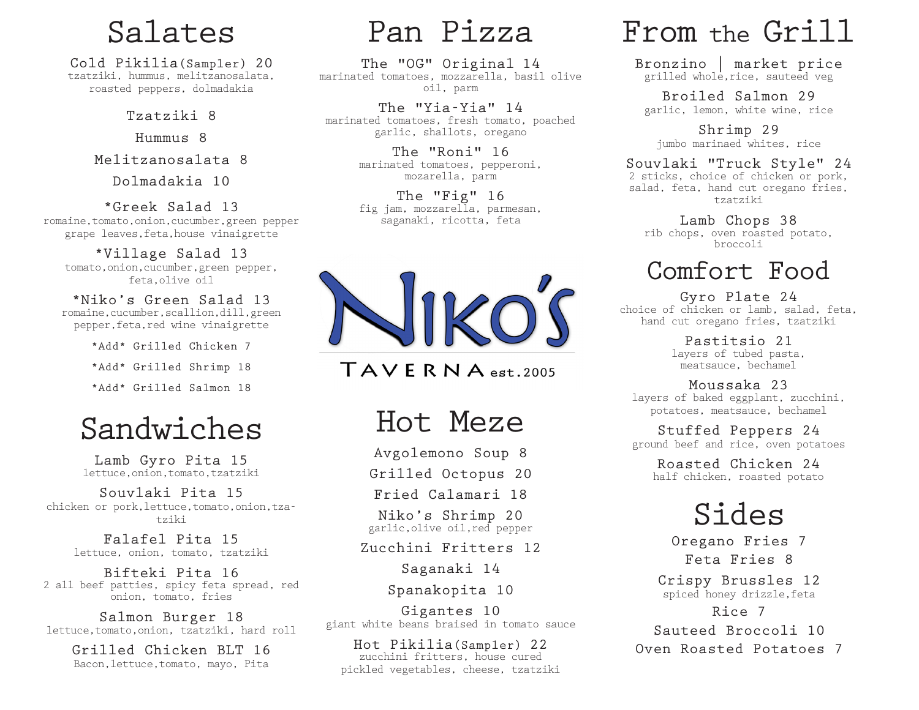# Salates

**Cold Pikilia(Sampler) 20**
tzatziki, hummus, melitzanosalata, roasted peppers, dolmadakia

**Tzatziki 8**

**Hummus 8**

**Melitzanosalata 8**

**Dolmadakia 10**

***Greek Salad 13**
romaine,tomato,onion,cucumber,green pepper grape leaves,feta,house vinaigrette

***Village Salad 13**
tomato,onion,cucumber,green pepper, feta,olive oil

***Niko's Green Salad 13**
romaine,cucumber,scallion,dill,green pepper,feta,red wine vinaigrette

*Add* Grilled Chicken 7

*Add* Grilled Shrimp 18

*Add* Grilled Salmon 18

# Sandwiches

**Lamb Gyro Pita 15**
lettuce,onion,tomato,tzatziki

**Souvlaki Pita 15**
chicken or pork,lettuce,tomato,onion,tza-tziki

**Falafel Pita 15**
lettuce, onion, tomato, tzatziki

**Bifteki Pita 16**
2 all beef patties, spicy feta spread, red onion, tomato, fries

**Salmon Burger 18**
lettuce,tomato,onion, tzatziki, hard roll

**Grilled Chicken BLT 16**
Bacon,lettuce,tomato, mayo, Pita

# Pan Pizza

**The "OG" Original 14**
marinated tomatoes, mozzarella, basil olive oil, parm

**The "Yia-Yia" 14**
marinated tomatoes, fresh tomato, poached garlic, shallots, oregano

**The "Roni" 16**
marinated tomatoes, pepperoni, mozarella, parm

**The "Fig" 16**
fig jam, mozzarella, parmesan, saganaki, ricotta, feta

NIKO'S
TAVERNA est.2005

# Hot Meze

**Avgolemono Soup 8**

**Grilled Octopus 20**

**Fried Calamari 18**

**Niko's Shrimp 20**
garlic,olive oil,red pepper

**Zucchini Fritters 12**

**Saganaki 14**

**Spanakopita 10**

**Gigantes 10**
giant white beans braised in tomato sauce

**Hot Pikilia(Sampler) 22**
zucchini fritters, house cured pickled vegetables, cheese, tzatziki

# From the Grill

**Bronzino | market price**
grilled whole,rice, sauteed veg

**Broiled Salmon 29**
garlic, lemon, white wine, rice

**Shrimp 29**
jumbo marinaed whites, rice

**Souvlaki "Truck Style" 24**
2 sticks, choice of chicken or pork, salad, feta, hand cut oregano fries, tzatziki

**Lamb Chops 38**
rib chops, oven roasted potato, broccoli

# Comfort Food

**Gyro Plate 24**
choice of chicken or lamb, salad, feta, hand cut oregano fries, tzatziki

**Pastitsio 21**
layers of tubed pasta, meatsauce, bechamel

**Moussaka 23**
layers of baked eggplant, zucchini, potatoes, meatsauce, bechamel

**Stuffed Peppers 24**
ground beef and rice, oven potatoes

**Roasted Chicken 24**
half chicken, roasted potato

# Sides

**Oregano Fries 7**

**Feta Fries 8**

**Crispy Brussles 12**
spiced honey drizzle,feta

**Rice 7**

**Sauteed Broccoli 10**

**Oven Roasted Potatoes 7**